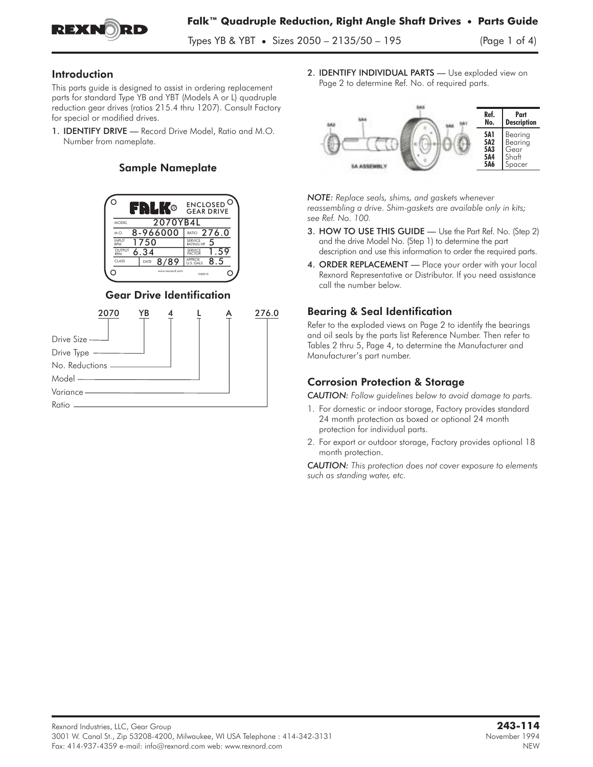# Falk™ Quadruple Reduction, Right Angle Shaft Drives • Parts Guide

Types YB & YBT • Sizes 2050 – 2135/50 – 195

## Introduction

This parts guide is designed to assist in ordering replacement parts for standard Type YB and YBT (Models A or L) quadruple reduction gear drives (ratios 215.4 thru 1207). Consult Factory for special or modified drives.

1. **IDENTIFY DRIVE** — Record Drive Model, Ratio and M.O. Number from nameplate.

### Sample Nameplate

FALK® ENCLOSED GEAR DRIVE

| | | | |
|---|---|---|---|
| MODEL | 2070YB4L | | |
| M.O. | 8-966000 | RATIO | 276.0 |
| INPUT RPM | 1750 | SERVICE RATING HP | 5 |
| OUTPUT RPM | 6.34 | SERVICE FACTOR | 1.59 |
| CLASS | DATE 8/89 | APPROX U.S. GALS | 8.5 |

www.rexnord.com 1220915

### Gear Drive Identification

2070 YB 4 L A 276.0

- 2070 — Drive Size
- YB — Drive Type
- 4 — No. Reductions
- L — Model
- A — Variance
- 276.0 — Ratio

2. **IDENTIFY INDIVIDUAL PARTS** — Use exploded view on Page 2 to determine Ref. No. of required parts.

5A ASSEMBLY

| Ref. No. | Part Description |
|---|---|
| 5A1 | Bearing |
| 5A2 | Bearing |
| 5A3 | Gear |
| 5A4 | Shaft |
| 5A6 | Spacer |

*NOTE: Replace seals, shims, and gaskets whenever reassembling a drive. Shim-gaskets are available only in kits; see Ref. No. 100.*

3. **HOW TO USE THIS GUIDE** — Use the Part Ref. No. (Step 2) and the drive Model No. (Step 1) to determine the part description and use this information to order the required parts.
4. **ORDER REPLACEMENT** — Place your order with your local Rexnord Representative or Distributor. If you need assistance call the number below.

## Bearing & Seal Identification

Refer to the exploded views on Page 2 to identify the bearings and oil seals by the parts list Reference Number. Then refer to Tables 2 thru 5, Page 4, to determine the Manufacturer and Manufacturer's part number.

## Corrosion Protection & Storage

*CAUTION: Follow guidelines below to avoid damage to parts.*

1. For domestic or indoor storage, Factory provides standard 24 month protection as boxed or optional 24 month protection for individual parts.
2. For export or outdoor storage, Factory provides optional 18 month protection.

*CAUTION: This protection does not cover exposure to elements such as standing water, etc.*

Rexnord Industries, LLC, Gear Group
3001 W. Canal St., Zip 53208-4200, Milwaukee, WI USA Telephone : 414-342-3131
Fax: 414-937-4359 e-mail: info@rexnord.com web: www.rexnord.com

**243-114**
November 1994
NEW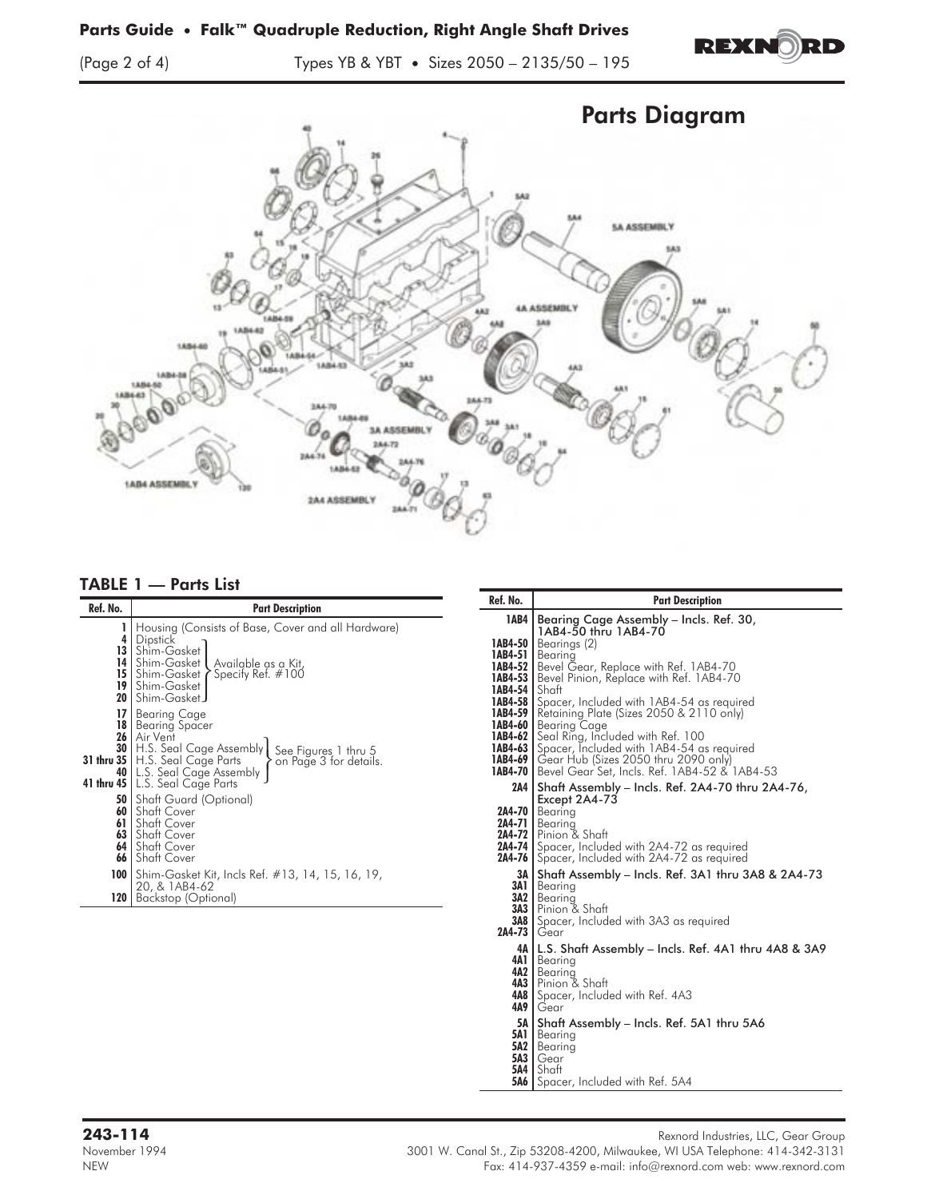## Parts Diagram

### TABLE 1 — Parts List

| Ref. No. | Part Description |
|---|---|
| 1 | Housing (Consists of Base, Cover and all Hardware) |
| 4 | Dipstick |
| 13 | Shim-Gasket — Available as a Kit, Specify Ref. #100 |
| 14 | Shim-Gasket — Available as a Kit, Specify Ref. #100 |
| 15 | Shim-Gasket — Available as a Kit, Specify Ref. #100 |
| 19 | Shim-Gasket — Available as a Kit, Specify Ref. #100 |
| 20 | Shim-Gasket — Available as a Kit, Specify Ref. #100 |
| 17 | Bearing Cage |
| 18 | Bearing Spacer |
| 26 | Air Vent |
| 30 | H.S. Seal Cage Assembly — See Figures 1 thru 5 on Page 3 for details. |
| 31 thru 35 | H.S. Seal Cage Parts — See Figures 1 thru 5 on Page 3 for details. |
| 40 | L.S. Seal Cage Assembly — See Figures 1 thru 5 on Page 3 for details. |
| 41 thru 45 | L.S. Seal Cage Parts — See Figures 1 thru 5 on Page 3 for details. |
| 50 | Shaft Guard (Optional) |
| 60 | Shaft Cover |
| 61 | Shaft Cover |
| 63 | Shaft Cover |
| 64 | Shaft Cover |
| 66 | Shaft Cover |
| 100 | Shim-Gasket Kit, Incls Ref. #13, 14, 15, 16, 19, 20, & 1AB4-62 |
| 120 | Backstop (Optional) |

| Ref. No. | Part Description |
|---|---|
| 1AB4 | Bearing Cage Assembly – Incls. Ref. 30, 1AB4-50 thru 1AB4-70 |
| 1AB4-50 | Bearings (2) |
| 1AB4-51 | Bearing |
| 1AB4-52 | Bevel Gear, Replace with Ref. 1AB4-70 |
| 1AB4-53 | Bevel Pinion, Replace with Ref. 1AB4-70 |
| 1AB4-54 | Shaft |
| 1AB4-58 | Spacer, Included with 1AB4-54 as required |
| 1AB4-59 | Retaining Plate (Sizes 2050 & 2110 only) |
| 1AB4-60 | Bearing Cage |
| 1AB4-62 | Seal Ring, Included with Ref. 100 |
| 1AB4-63 | Spacer, Included with 1AB4-54 as required |
| 1AB4-69 | Gear Hub (Sizes 2050 thru 2090 only) |
| 1AB4-70 | Bevel Gear Set, Incls. Ref. 1AB4-52 & 1AB4-53 |
| 2A4 | Shaft Assembly – Incls. Ref. 2A4-70 thru 2A4-76, Except 2A4-73 |
| 2A4-70 | Bearing |
| 2A4-71 | Bearing |
| 2A4-72 | Pinion & Shaft |
| 2A4-74 | Spacer, Included with 2A4-72 as required |
| 2A4-76 | Spacer, Included with 2A4-72 as required |
| 3A | Shaft Assembly – Incls. Ref. 3A1 thru 3A8 & 2A4-73 |
| 3A1 | Bearing |
| 3A2 | Bearing |
| 3A3 | Pinion & Shaft |
| 3A8 | Spacer, Included with 3A3 as required |
| 2A4-73 | Gear |
| 4A | L.S. Shaft Assembly – Incls. Ref. 4A1 thru 4A8 & 3A9 |
| 4A1 | Bearing |
| 4A2 | Bearing |
| 4A3 | Pinion & Shaft |
| 4A8 | Spacer, Included with Ref. 4A3 |
| 4A9 | Gear |
| 5A | Shaft Assembly – Incls. Ref. 5A1 thru 5A6 |
| 5A1 | Bearing |
| 5A2 | Bearing |
| 5A3 | Gear |
| 5A4 | Shaft |
| 5A6 | Spacer, Included with Ref. 5A4 |

**243-114**
November 1994
NEW

Rexnord Industries, LLC, Gear Group
3001 W. Canal St., Zip 53208-4200, Milwaukee, WI USA Telephone: 414-342-3131
Fax: 414-937-4359 e-mail: info@rexnord.com web: www.rexnord.com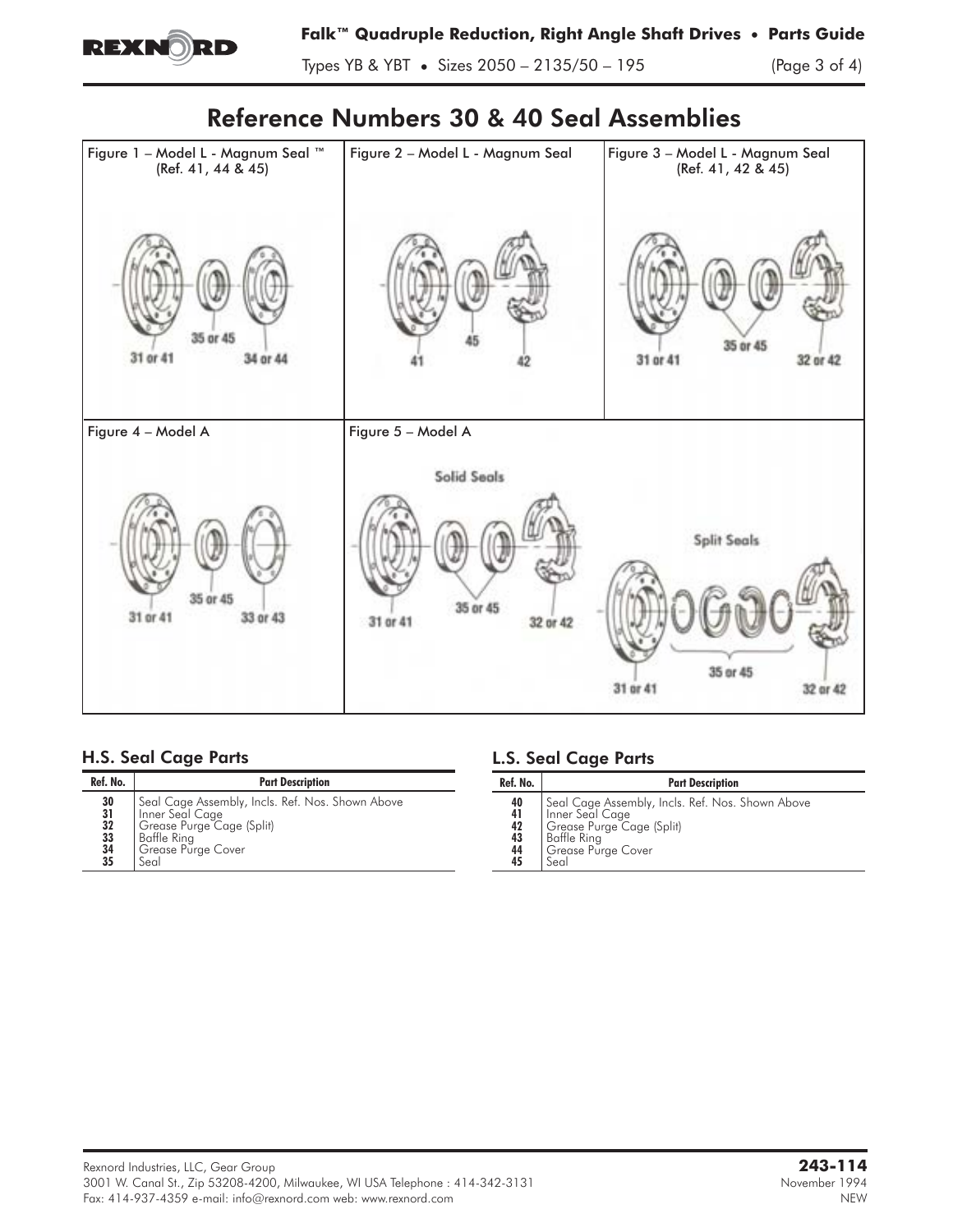# Reference Numbers 30 & 40 Seal Assemblies

Figure 1 – Model L - Magnum Seal ™ (Ref. 41, 44 & 45)

35 or 45
31 or 41
34 or 44

Figure 2 – Model L - Magnum Seal

45
41
42

Figure 3 – Model L - Magnum Seal (Ref. 41, 42 & 45)

35 or 45
31 or 41
32 or 42

Figure 4 – Model A

35 or 45
31 or 41
33 or 43

Figure 5 – Model A

Solid Seals

35 or 45
31 or 41
32 or 42

Split Seals

35 or 45
31 or 41
32 or 42

## H.S. Seal Cage Parts

| Ref. No. | Part Description |
|---|---|
| 30 | Seal Cage Assembly, Incls. Ref. Nos. Shown Above |
| 31 | Inner Seal Cage |
| 32 | Grease Purge Cage (Split) |
| 33 | Baffle Ring |
| 34 | Grease Purge Cover |
| 35 | Seal |

## L.S. Seal Cage Parts

| Ref. No. | Part Description |
|---|---|
| 40 | Seal Cage Assembly, Incls. Ref. Nos. Shown Above |
| 41 | Inner Seal Cage |
| 42 | Grease Purge Cage (Split) |
| 43 | Baffle Ring |
| 44 | Grease Purge Cover |
| 45 | Seal |

Rexnord Industries, LLC, Gear Group
3001 W. Canal St., Zip 53208-4200, Milwaukee, WI USA Telephone : 414-342-3131
Fax: 414-937-4359 e-mail: info@rexnord.com web: www.rexnord.com

**243-114**
November 1994
NEW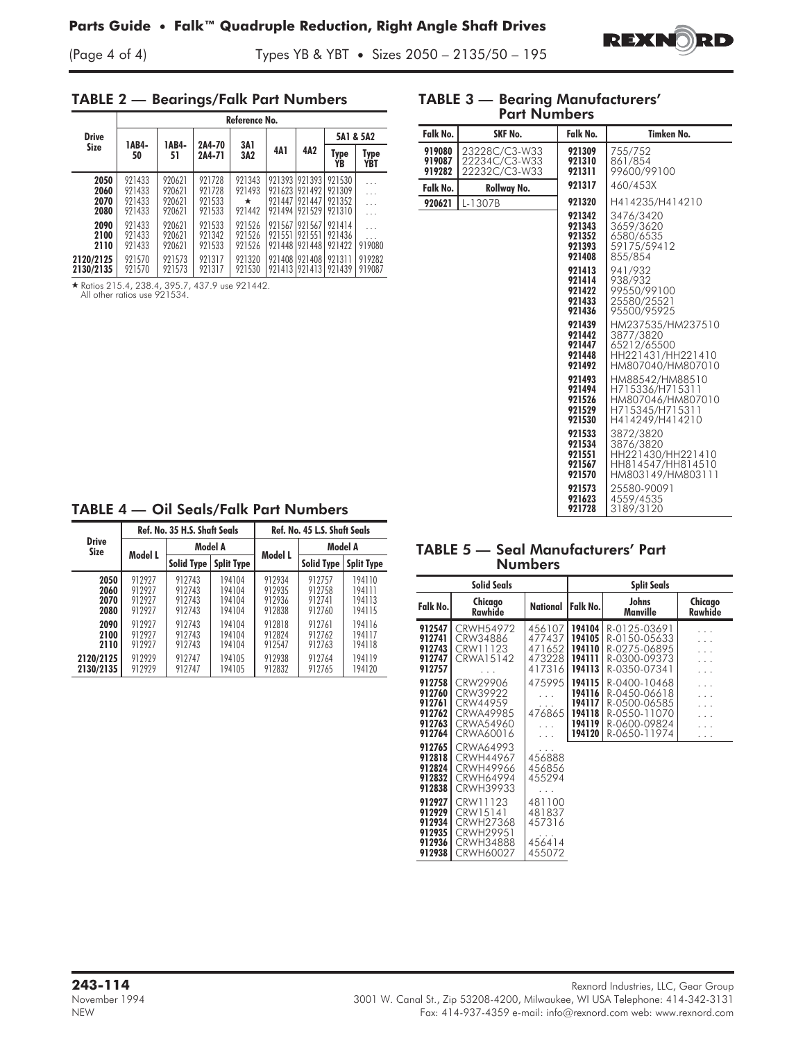## TABLE 2 — Bearings/Falk Part Numbers

| Drive Size | Reference No. | | | | | | | |
|---|---|---|---|---|---|---|---|---|
| | 1AB4-50 | 1AB4-51 | 2A4-70 2A4-71 | 3A1 3A2 | 4A1 | 4A2 | 5A1 & 5A2 Type YB | 5A1 & 5A2 Type YBT |
| 2050 | 921433 | 920621 | 921728 | 921343 | 921393 | 921393 | 921530 | . . . |
| 2060 | 921433 | 920621 | 921728 | 921493 | 921623 | 921492 | 921309 | . . . |
| 2070 | 921433 | 920621 | 921533 | ★ | 921447 | 921447 | 921352 | . . . |
| 2080 | 921433 | 920621 | 921533 | 921442 | 921494 | 921529 | 921310 | . . . |
| 2090 | 921433 | 920621 | 921533 | 921526 | 921567 | 921567 | 921414 | . . . |
| 2100 | 921433 | 920621 | 921342 | 921526 | 921551 | 921551 | 921436 | . . . |
| 2110 | 921433 | 920621 | 921533 | 921526 | 921448 | 921448 | 921422 | 919080 |
| 2120/2125 | 921570 | 921573 | 921317 | 921320 | 921408 | 921408 | 921311 | 919282 |
| 2130/2135 | 921570 | 921573 | 921317 | 921530 | 921413 | 921413 | 921439 | 919087 |

★ Ratios 215.4, 238.4, 395.7, 437.9 use 921442. All other ratios use 921534.

## TABLE 3 — Bearing Manufacturers' Part Numbers

| Falk No. | SKF No. |
|---|---|
| 919080 | 23228C/C3-W33 |
| 919087 | 22234C/C3-W33 |
| 919282 | 22232C/C3-W33 |

| Falk No. | Rollway No. |
|---|---|
| 920621 | L-1307B |

| Falk No. | Timken No. |
|---|---|
| 921309 | 755/752 |
| 921310 | 861/854 |
| 921311 | 99600/99100 |
| 921317 | 460/453X |
| 921320 | H414235/H414210 |
| 921342 | 3476/3420 |
| 921343 | 3659/3620 |
| 921352 | 6580/6535 |
| 921393 | 59175/59412 |
| 921408 | 855/854 |
| 921413 | 941/932 |
| 921414 | 938/932 |
| 921422 | 99550/99100 |
| 921433 | 25580/25521 |
| 921436 | 95500/95925 |
| 921439 | HM237535/HM237510 |
| 921442 | 3877/3820 |
| 921447 | 65212/65500 |
| 921448 | HH221431/HH221410 |
| 921492 | HM807040/HM807010 |
| 921493 | HM88542/HM88510 |
| 921494 | H715336/H715311 |
| 921526 | HM807046/HM807010 |
| 921529 | H715345/H715311 |
| 921530 | H414249/H414210 |
| 921533 | 3872/3820 |
| 921534 | 3876/3820 |
| 921551 | HH221430/HH221410 |
| 921567 | HH814547/HH814510 |
| 921570 | HM803149/HM803111 |
| 921573 | 25580-90091 |
| 921623 | 4559/4535 |
| 921728 | 3189/3120 |

## TABLE 4 — Oil Seals/Falk Part Numbers

| Drive Size | Ref. No. 35 H.S. Shaft Seals | | | Ref. No. 45 L.S. Shaft Seals | | |
|---|---|---|---|---|---|---|
| | Model L | Model A Solid Type | Model A Split Type | Model L | Model A Solid Type | Model A Split Type |
| 2050 | 912927 | 912743 | 194104 | 912934 | 912757 | 194110 |
| 2060 | 912927 | 912743 | 194104 | 912935 | 912758 | 194111 |
| 2070 | 912927 | 912743 | 194104 | 912936 | 912741 | 194113 |
| 2080 | 912927 | 912743 | 194104 | 912838 | 912760 | 194115 |
| 2090 | 912927 | 912743 | 194104 | 912818 | 912761 | 194116 |
| 2100 | 912927 | 912743 | 194104 | 912824 | 912762 | 194117 |
| 2110 | 912927 | 912743 | 194104 | 912547 | 912763 | 194118 |
| 2120/2125 | 912929 | 912747 | 194105 | 912938 | 912764 | 194119 |
| 2130/2135 | 912929 | 912747 | 194105 | 912832 | 912765 | 194120 |

## TABLE 5 — Seal Manufacturers' Part Numbers

**Solid Seals**

| Falk No. | Chicago Rawhide | National |
|---|---|---|
| 912547 | CRWH54972 | 456107 |
| 912741 | CRW34886 | 477437 |
| 912743 | CRW11123 | 471652 |
| 912747 | CRWA15142 | 473228 |
| 912757 | . . . | 417316 |
| 912758 | CRW29906 | 475995 |
| 912760 | CRW39922 | . . . |
| 912761 | CRW44959 | . . . |
| 912762 | CRWA49985 | 476865 |
| 912763 | CRWA54960 | . . . |
| 912764 | CRWA60016 | . . . |
| 912765 | CRWA64993 | . . . |
| 912818 | CRWH44967 | 456888 |
| 912824 | CRWH49966 | 456856 |
| 912832 | CRWH64994 | 455294 |
| 912838 | CRWH39933 | . . . |
| 912927 | CRW11123 | 481100 |
| 912929 | CRW15141 | 481837 |
| 912934 | CRWH27368 | 457316 |
| 912935 | CRWH29951 | . . . |
| 912936 | CRWH34888 | 456414 |
| 912938 | CRWH60027 | 455072 |

**Split Seals**

| Falk No. | Johns Manville | Chicago Rawhide |
|---|---|---|
| 194104 | R-0125-03691 | . . . |
| 194105 | R-0150-05633 | . . . |
| 194110 | R-0275-06895 | . . . |
| 194111 | R-0300-09373 | . . . |
| 194113 | R-0350-07341 | . . . |
| 194115 | R-0400-10468 | . . . |
| 194116 | R-0450-06618 | . . . |
| 194117 | R-0500-06585 | . . . |
| 194118 | R-0550-11070 | . . . |
| 194119 | R-0600-09824 | . . . |
| 194120 | R-0650-11974 | . . . |

**243-114**
November 1994
NEW

Rexnord Industries, LLC, Gear Group
3001 W. Canal St., Zip 53208-4200, Milwaukee, WI USA Telephone: 414-342-3131
Fax: 414-937-4359 e-mail: info@rexnord.com web: www.rexnord.com